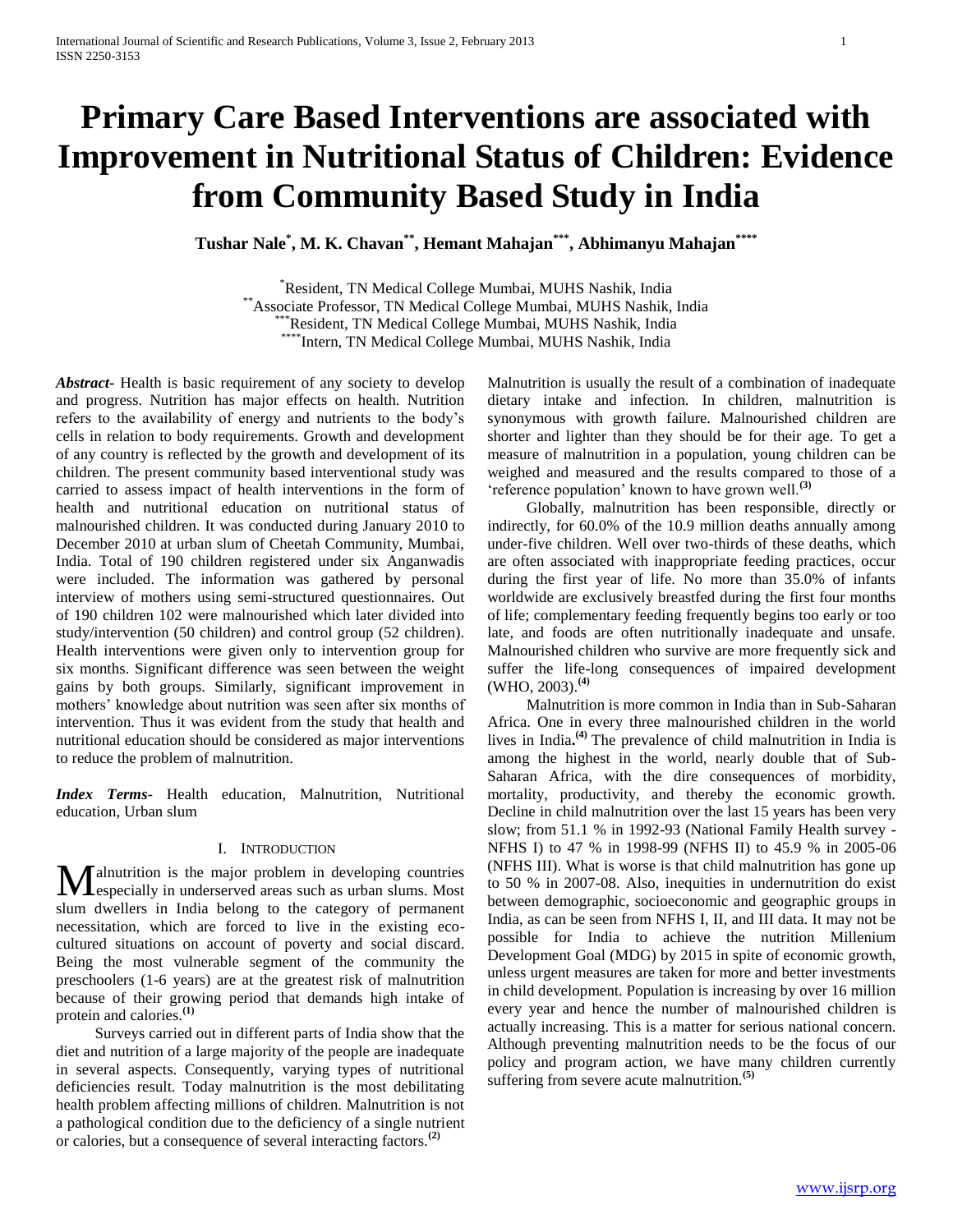# Primary Care Based Interventions are associated with Improvement in Nutritional Status of Children: Evidence from Community Based Study in India

**Tushar Nale[*], M. K. Chavan[**], Hemant Mahajan[***], Abhimanyu Mahajan[****]**

[*]Resident, TN Medical College Mumbai, MUHS Nashik, India
[**]Associate Professor, TN Medical College Mumbai, MUHS Nashik, India
[***]Resident, TN Medical College Mumbai, MUHS Nashik, India
[****]Intern, TN Medical College Mumbai, MUHS Nashik, India

***Abstract*-** Health is basic requirement of any society to develop and progress. Nutrition has major effects on health. Nutrition refers to the availability of energy and nutrients to the body's cells in relation to body requirements. Growth and development of any country is reflected by the growth and development of its children. The present community based interventional study was carried to assess impact of health interventions in the form of health and nutritional education on nutritional status of malnourished children. It was conducted during January 2010 to December 2010 at urban slum of Cheetah Community, Mumbai, India. Total of 190 children registered under six Anganwadis were included. The information was gathered by personal interview of mothers using semi-structured questionnaires. Out of 190 children 102 were malnourished which later divided into study/intervention (50 children) and control group (52 children). Health interventions were given only to intervention group for six months. Significant difference was seen between the weight gains by both groups. Similarly, significant improvement in mothers' knowledge about nutrition was seen after six months of intervention. Thus it was evident from the study that health and nutritional education should be considered as major interventions to reduce the problem of malnutrition.

***Index Terms*-** Health education, Malnutrition, Nutritional education, Urban slum

## I. Introduction

Malnutrition is the major problem in developing countries especially in underserved areas such as urban slums. Most slum dwellers in India belong to the category of permanent necessitation, which are forced to live in the existing eco-cultured situations on account of poverty and social discard. Being the most vulnerable segment of the community the preschoolers (1-6 years) are at the greatest risk of malnutrition because of their growing period that demands high intake of protein and calories.[(1)]

Surveys carried out in different parts of India show that the diet and nutrition of a large majority of the people are inadequate in several aspects. Consequently, varying types of nutritional deficiencies result. Today malnutrition is the most debilitating health problem affecting millions of children. Malnutrition is not a pathological condition due to the deficiency of a single nutrient or calories, but a consequence of several interacting factors.[(2)]

Malnutrition is usually the result of a combination of inadequate dietary intake and infection. In children, malnutrition is synonymous with growth failure. Malnourished children are shorter and lighter than they should be for their age. To get a measure of malnutrition in a population, young children can be weighed and measured and the results compared to those of a 'reference population' known to have grown well.[(3)]

Globally, malnutrition has been responsible, directly or indirectly, for 60.0% of the 10.9 million deaths annually among under-five children. Well over two-thirds of these deaths, which are often associated with inappropriate feeding practices, occur during the first year of life. No more than 35.0% of infants worldwide are exclusively breastfed during the first four months of life; complementary feeding frequently begins too early or too late, and foods are often nutritionally inadequate and unsafe. Malnourished children who survive are more frequently sick and suffer the life-long consequences of impaired development (WHO, 2003).[(4)]

Malnutrition is more common in India than in Sub-Saharan Africa. One in every three malnourished children in the world lives in India**.**[(4)] The prevalence of child malnutrition in India is among the highest in the world, nearly double that of Sub-Saharan Africa, with the dire consequences of morbidity, mortality, productivity, and thereby the economic growth. Decline in child malnutrition over the last 15 years has been very slow; from 51.1 % in 1992-93 (National Family Health survey - NFHS I) to 47 % in 1998-99 (NFHS II) to 45.9 % in 2005-06 (NFHS III). What is worse is that child malnutrition has gone up to 50 % in 2007-08. Also, inequities in undernutrition do exist between demographic, socioeconomic and geographic groups in India, as can be seen from NFHS I, II, and III data. It may not be possible for India to achieve the nutrition Millenium Development Goal (MDG) by 2015 in spite of economic growth, unless urgent measures are taken for more and better investments in child development. Population is increasing by over 16 million every year and hence the number of malnourished children is actually increasing. This is a matter for serious national concern. Although preventing malnutrition needs to be the focus of our policy and program action, we have many children currently suffering from severe acute malnutrition.[(5)]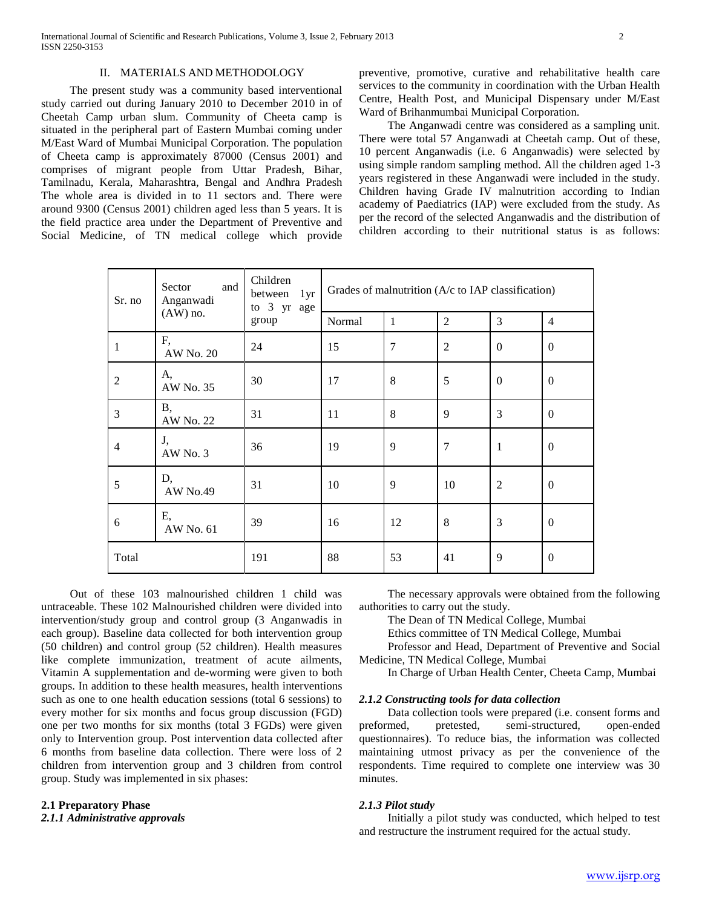## II. MATERIALS AND METHODOLOGY

The present study was a community based interventional study carried out during January 2010 to December 2010 in of Cheetah Camp urban slum. Community of Cheeta camp is situated in the peripheral part of Eastern Mumbai coming under M/East Ward of Mumbai Municipal Corporation. The population of Cheeta camp is approximately 87000 (Census 2001) and comprises of migrant people from Uttar Pradesh, Bihar, Tamilnadu, Kerala, Maharashtra, Bengal and Andhra Pradesh The whole area is divided in to 11 sectors and. There were around 9300 (Census 2001) children aged less than 5 years. It is the field practice area under the Department of Preventive and Social Medicine, of TN medical college which provide preventive, promotive, curative and rehabilitative health care services to the community in coordination with the Urban Health Centre, Health Post, and Municipal Dispensary under M/East Ward of Brihanmumbai Municipal Corporation.

The Anganwadi centre was considered as a sampling unit. There were total 57 Anganwadi at Cheetah camp. Out of these, 10 percent Anganwadis (i.e. 6 Anganwadis) were selected by using simple random sampling method. All the children aged 1-3 years registered in these Anganwadi were included in the study. Children having Grade IV malnutrition according to Indian academy of Paediatrics (IAP) were excluded from the study. As per the record of the selected Anganwadis and the distribution of children according to their nutritional status is as follows:

| Sr. no | Sector and Anganwadi (AW) no. | Children between 1yr to 3 yr age group | Grades of malnutrition (A/c to IAP classification) | | | | |
|---|---|---|---|---|---|---|---|
| | | | Normal | 1 | 2 | 3 | 4 |
| 1 | F, AW No. 20 | 24 | 15 | 7 | 2 | 0 | 0 |
| 2 | A, AW No. 35 | 30 | 17 | 8 | 5 | 0 | 0 |
| 3 | B, AW No. 22 | 31 | 11 | 8 | 9 | 3 | 0 |
| 4 | J, AW No. 3 | 36 | 19 | 9 | 7 | 1 | 0 |
| 5 | D, AW No.49 | 31 | 10 | 9 | 10 | 2 | 0 |
| 6 | E, AW No. 61 | 39 | 16 | 12 | 8 | 3 | 0 |
| Total | | 191 | 88 | 53 | 41 | 9 | 0 |

Out of these 103 malnourished children 1 child was untraceable. These 102 Malnourished children were divided into intervention/study group and control group (3 Anganwadis in each group). Baseline data collected for both intervention group (50 children) and control group (52 children). Health measures like complete immunization, treatment of acute ailments, Vitamin A supplementation and de-worming were given to both groups. In addition to these health measures, health interventions such as one to one health education sessions (total 6 sessions) to every mother for six months and focus group discussion (FGD) one per two months for six months (total 3 FGDs) were given only to Intervention group. Post intervention data collected after 6 months from baseline data collection. There were loss of 2 children from intervention group and 3 children from control group. Study was implemented in six phases:

**2.1 Preparatory Phase**

***2.1.1 Administrative approvals***

The necessary approvals were obtained from the following authorities to carry out the study.

The Dean of TN Medical College, Mumbai

Ethics committee of TN Medical College, Mumbai

Professor and Head, Department of Preventive and Social Medicine, TN Medical College, Mumbai

In Charge of Urban Health Center, Cheeta Camp, Mumbai

***2.1.2 Constructing tools for data collection***

Data collection tools were prepared (i.e. consent forms and preformed, pretested, semi-structured, open-ended questionnaires). To reduce bias, the information was collected maintaining utmost privacy as per the convenience of the respondents. Time required to complete one interview was 30 minutes.

***2.1.3 Pilot study***

Initially a pilot study was conducted, which helped to test and restructure the instrument required for the actual study.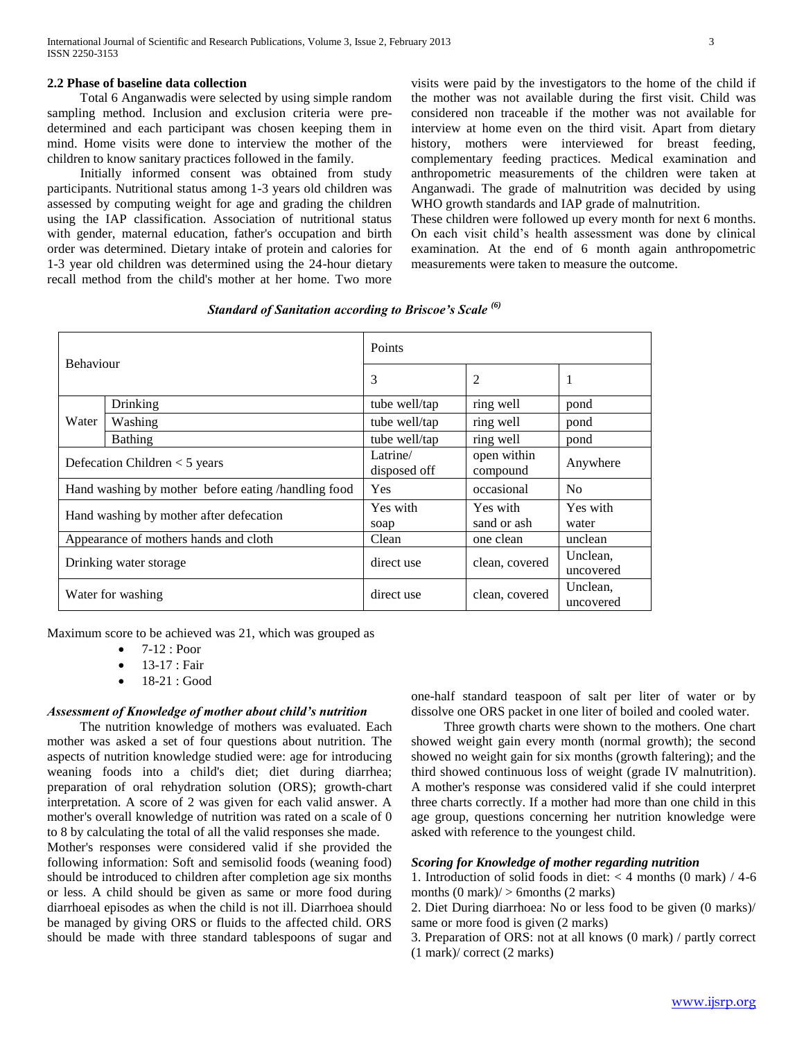### 2.2 Phase of baseline data collection

Total 6 Anganwadis were selected by using simple random sampling method. Inclusion and exclusion criteria were pre-determined and each participant was chosen keeping them in mind. Home visits were done to interview the mother of the children to know sanitary practices followed in the family.

Initially informed consent was obtained from study participants. Nutritional status among 1-3 years old children was assessed by computing weight for age and grading the children using the IAP classification. Association of nutritional status with gender, maternal education, father's occupation and birth order was determined. Dietary intake of protein and calories for 1-3 year old children was determined using the 24-hour dietary recall method from the child's mother at her home. Two more visits were paid by the investigators to the home of the child if the mother was not available during the first visit. Child was considered non traceable if the mother was not available for interview at home even on the third visit. Apart from dietary history, mothers were interviewed for breast feeding, complementary feeding practices. Medical examination and anthropometric measurements of the children were taken at Anganwadi. The grade of malnutrition was decided by using WHO growth standards and IAP grade of malnutrition.

These children were followed up every month for next 6 months. On each visit child's health assessment was done by clinical examination. At the end of 6 month again anthropometric measurements were taken to measure the outcome.

***Standard of Sanitation according to Briscoe's Scale [6]***

| Behaviour | | Points | | |
|---|---|---|---|---|
| | | 3 | 2 | 1 |
| Water | Drinking | tube well/tap | ring well | pond |
| | Washing | tube well/tap | ring well | pond |
| | Bathing | tube well/tap | ring well | pond |
| Defecation Children < 5 years | | Latrine/ disposed off | open within compound | Anywhere |
| Hand washing by mother before eating /handling food | | Yes | occasional | No |
| Hand washing by mother after defecation | | Yes with soap | Yes with sand or ash | Yes with water |
| Appearance of mothers hands and cloth | | Clean | one clean | unclean |
| Drinking water storage | | direct use | clean, covered | Unclean, uncovered |
| Water for washing | | direct use | clean, covered | Unclean, uncovered |

Maximum score to be achieved was 21, which was grouped as

- 7-12 : Poor
- 13-17 : Fair
- 18-21 : Good

#### *Assessment of Knowledge of mother about child's nutrition*

The nutrition knowledge of mothers was evaluated. Each mother was asked a set of four questions about nutrition. The aspects of nutrition knowledge studied were: age for introducing weaning foods into a child's diet; diet during diarrhea; preparation of oral rehydration solution (ORS); growth-chart interpretation. A score of 2 was given for each valid answer. A mother's overall knowledge of nutrition was rated on a scale of 0 to 8 by calculating the total of all the valid responses she made.

Mother's responses were considered valid if she provided the following information: Soft and semisolid foods (weaning food) should be introduced to children after completion age six months or less. A child should be given as same or more food during diarrhoeal episodes as when the child is not ill. Diarrhoea should be managed by giving ORS or fluids to the affected child. ORS should be made with three standard tablespoons of sugar and one-half standard teaspoon of salt per liter of water or by dissolve one ORS packet in one liter of boiled and cooled water.

Three growth charts were shown to the mothers. One chart showed weight gain every month (normal growth); the second showed no weight gain for six months (growth faltering); and the third showed continuous loss of weight (grade IV malnutrition). A mother's response was considered valid if she could interpret three charts correctly. If a mother had more than one child in this age group, questions concerning her nutrition knowledge were asked with reference to the youngest child.

#### *Scoring for Knowledge of mother regarding nutrition*

1. Introduction of solid foods in diet: < 4 months (0 mark) / 4-6 months (0 mark)/ > 6months (2 marks)
2. Diet During diarrhoea: No or less food to be given (0 marks)/ same or more food is given (2 marks)
3. Preparation of ORS: not at all knows (0 mark) / partly correct (1 mark)/ correct (2 marks)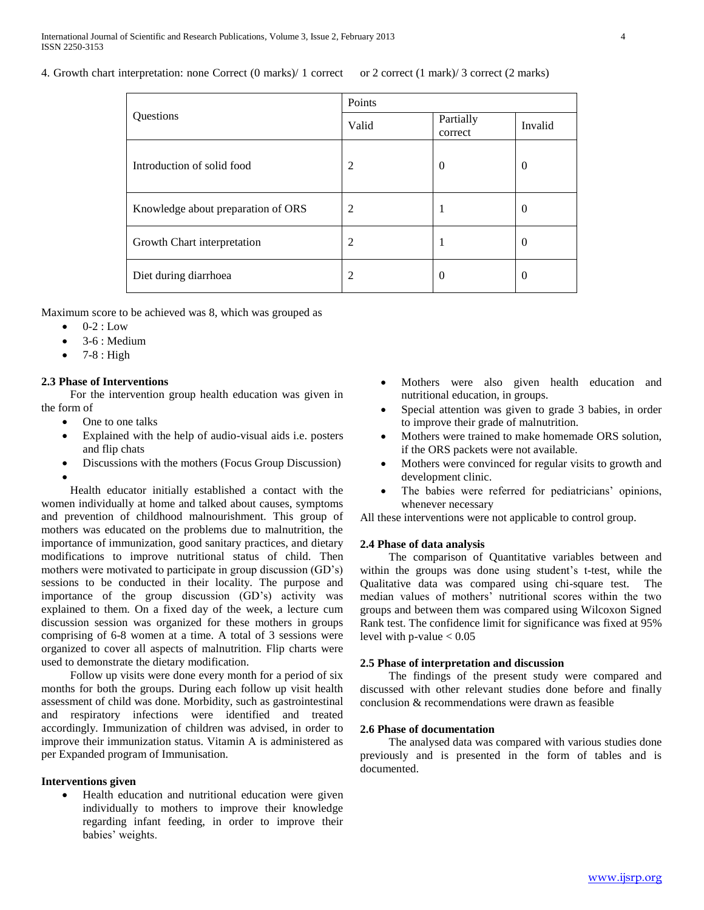4. Growth chart interpretation: none Correct (0 marks)/ 1 correct or 2 correct (1 mark)/ 3 correct (2 marks)

| Questions | Points | | |
|---|---|---|---|
| | Valid | Partially correct | Invalid |
| Introduction of solid food | 2 | 0 | 0 |
| Knowledge about preparation of ORS | 2 | 1 | 0 |
| Growth Chart interpretation | 2 | 1 | 0 |
| Diet during diarrhoea | 2 | 0 | 0 |

Maximum score to be achieved was 8, which was grouped as

- 0-2 : Low
- 3-6 : Medium
- 7-8 : High

### 2.3 Phase of Interventions

For the intervention group health education was given in the form of

- One to one talks
- Explained with the help of audio-visual aids i.e. posters and flip chats
- Discussions with the mothers (Focus Group Discussion)

Health educator initially established a contact with the women individually at home and talked about causes, symptoms and prevention of childhood malnourishment. This group of mothers was educated on the problems due to malnutrition, the importance of immunization, good sanitary practices, and dietary modifications to improve nutritional status of child. Then mothers were motivated to participate in group discussion (GD's) sessions to be conducted in their locality. The purpose and importance of the group discussion (GD's) activity was explained to them. On a fixed day of the week, a lecture cum discussion session was organized for these mothers in groups comprising of 6-8 women at a time. A total of 3 sessions were organized to cover all aspects of malnutrition. Flip charts were used to demonstrate the dietary modification.

Follow up visits were done every month for a period of six months for both the groups. During each follow up visit health assessment of child was done. Morbidity, such as gastrointestinal and respiratory infections were identified and treated accordingly. Immunization of children was advised, in order to improve their immunization status. Vitamin A is administered as per Expanded program of Immunisation.

**Interventions given**

- Health education and nutritional education were given individually to mothers to improve their knowledge regarding infant feeding, in order to improve their babies' weights.
- Mothers were also given health education and nutritional education, in groups.
- Special attention was given to grade 3 babies, in order to improve their grade of malnutrition.
- Mothers were trained to make homemade ORS solution, if the ORS packets were not available.
- Mothers were convinced for regular visits to growth and development clinic.
- The babies were referred for pediatricians' opinions, whenever necessary

All these interventions were not applicable to control group.

### 2.4 Phase of data analysis

The comparison of Quantitative variables between and within the groups was done using student's t-test, while the Qualitative data was compared using chi-square test. The median values of mothers' nutritional scores within the two groups and between them was compared using Wilcoxon Signed Rank test. The confidence limit for significance was fixed at 95% level with p-value $< 0.05$

### 2.5 Phase of interpretation and discussion

The findings of the present study were compared and discussed with other relevant studies done before and finally conclusion & recommendations were drawn as feasible

### 2.6 Phase of documentation

The analysed data was compared with various studies done previously and is presented in the form of tables and is documented.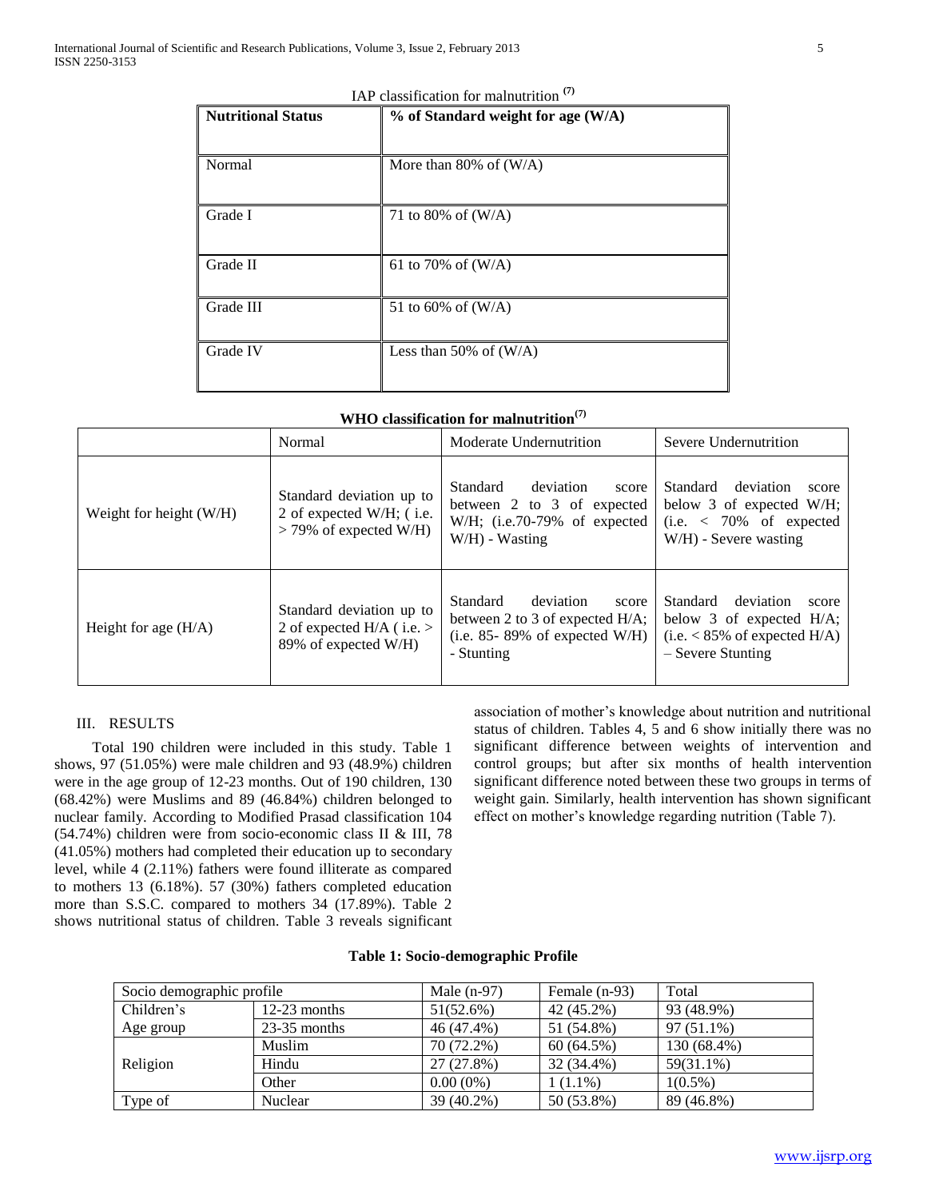IAP classification for malnutrition [7]

| Nutritional Status | % of Standard weight for age (W/A) |
|---|---|
| Normal | More than 80% of (W/A) |
| Grade I | 71 to 80% of (W/A) |
| Grade II | 61 to 70% of (W/A) |
| Grade III | 51 to 60% of (W/A) |
| Grade IV | Less than 50% of (W/A) |

**WHO classification for malnutrition[7]**

| | Normal | Moderate Undernutrition | Severe Undernutrition |
|---|---|---|---|
| Weight for height (W/H) | Standard deviation up to 2 of expected W/H; ( i.e. > 79% of expected W/H) | Standard deviation score between 2 to 3 of expected W/H; (i.e.70-79% of expected W/H) - Wasting | Standard deviation score below 3 of expected W/H; (i.e. < 70% of expected W/H) - Severe wasting |
| Height for age (H/A) | Standard deviation up to 2 of expected H/A ( i.e. > 89% of expected W/H) | Standard deviation score between 2 to 3 of expected H/A; (i.e. 85- 89% of expected W/H) - Stunting | Standard deviation score below 3 of expected H/A; (i.e. < 85% of expected H/A) – Severe Stunting |

## III. RESULTS

Total 190 children were included in this study. Table 1 shows, 97 (51.05%) were male children and 93 (48.9%) children were in the age group of 12-23 months. Out of 190 children, 130 (68.42%) were Muslims and 89 (46.84%) children belonged to nuclear family. According to Modified Prasad classification 104 (54.74%) children were from socio-economic class II & III, 78 (41.05%) mothers had completed their education up to secondary level, while 4 (2.11%) fathers were found illiterate as compared to mothers 13 (6.18%). 57 (30%) fathers completed education more than S.S.C. compared to mothers 34 (17.89%). Table 2 shows nutritional status of children. Table 3 reveals significant association of mother's knowledge about nutrition and nutritional status of children. Tables 4, 5 and 6 show initially there was no significant difference between weights of intervention and control groups; but after six months of health intervention significant difference noted between these two groups in terms of weight gain. Similarly, health intervention has shown significant effect on mother's knowledge regarding nutrition (Table 7).

**Table 1: Socio-demographic Profile**

| Socio demographic profile | | Male (n-97) | Female (n-93) | Total |
|---|---|---|---|---|
| Children's Age group | 12-23 months | 51(52.6%) | 42 (45.2%) | 93 (48.9%) |
| | 23-35 months | 46 (47.4%) | 51 (54.8%) | 97 (51.1%) |
| Religion | Muslim | 70 (72.2%) | 60 (64.5%) | 130 (68.4%) |
| | Hindu | 27 (27.8%) | 32 (34.4%) | 59(31.1%) |
| | Other | 0.00 (0%) | 1 (1.1%) | 1(0.5%) |
| Type of | Nuclear | 39 (40.2%) | 50 (53.8%) | 89 (46.8%) |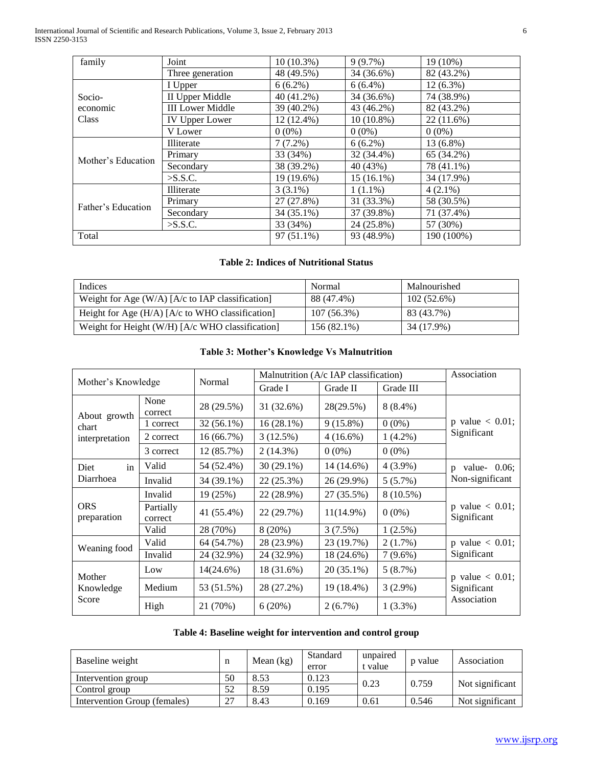| | | | | |
|---|---|---|---|---|
| family | Joint | 10 (10.3%) | 9 (9.7%) | 19 (10%) |
| | Three generation | 48 (49.5%) | 34 (36.6%) | 82 (43.2%) |
| Socio-economic Class | I Upper | 6 (6.2%) | 6 (6.4%) | 12 (6.3%) |
| | II Upper Middle | 40 (41.2%) | 34 (36.6%) | 74 (38.9%) |
| | III Lower Middle | 39 (40.2%) | 43 (46.2%) | 82 (43.2%) |
| | IV Upper Lower | 12 (12.4%) | 10 (10.8%) | 22 (11.6%) |
| | V Lower | 0 (0%) | 0 (0%) | 0 (0%) |
| Mother's Education | Illiterate | 7 (7.2%) | 6 (6.2%) | 13 (6.8%) |
| | Primary | 33 (34%) | 32 (34.4%) | 65 (34.2%) |
| | Secondary | 38 (39.2%) | 40 (43%) | 78 (41.1%) |
| | >S.S.C. | 19 (19.6%) | 15 (16.1%) | 34 (17.9%) |
| Father's Education | Illiterate | 3 (3.1%) | 1 (1.1%) | 4 (2.1%) |
| | Primary | 27 (27.8%) | 31 (33.3%) | 58 (30.5%) |
| | Secondary | 34 (35.1%) | 37 (39.8%) | 71 (37.4%) |
| | >S.S.C. | 33 (34%) | 24 (25.8%) | 57 (30%) |
| Total | | 97 (51.1%) | 93 (48.9%) | 190 (100%) |

**Table 2: Indices of Nutritional Status**

| Indices | Normal | Malnourished |
|---|---|---|
| Weight for Age (W/A) [A/c to IAP classification] | 88 (47.4%) | 102 (52.6%) |
| Height for Age (H/A) [A/c to WHO classification] | 107 (56.3%) | 83 (43.7%) |
| Weight for Height (W/H) [A/c WHO classification] | 156 (82.1%) | 34 (17.9%) |

**Table 3: Mother's Knowledge Vs Malnutrition**

| Mother's Knowledge | | Normal | Malnutrition (A/c IAP classification) | | | Association |
|---|---|---|---|---|---|---|
| | | | Grade I | Grade II | Grade III | |
| About growth chart interpretation | None correct | 28 (29.5%) | 31 (32.6%) | 28(29.5%) | 8 (8.4%) | p value < 0.01; Significant |
| | 1 correct | 32 (56.1%) | 16 (28.1%) | 9 (15.8%) | 0 (0%) | |
| | 2 correct | 16 (66.7%) | 3 (12.5%) | 4 (16.6%) | 1 (4.2%) | |
| | 3 correct | 12 (85.7%) | 2 (14.3%) | 0 (0%) | 0 (0%) | |
| Diet in Diarrhoea | Valid | 54 (52.4%) | 30 (29.1%) | 14 (14.6%) | 4 (3.9%) | p value- 0.06; Non-significant |
| | Invalid | 34 (39.1%) | 22 (25.3%) | 26 (29.9%) | 5 (5.7%) | |
| ORS preparation | Invalid | 19 (25%) | 22 (28.9%) | 27 (35.5%) | 8 (10.5%) | p value < 0.01; Significant |
| | Partially correct | 41 (55.4%) | 22 (29.7%) | 11(14.9%) | 0 (0%) | |
| | Valid | 28 (70%) | 8 (20%) | 3 (7.5%) | 1 (2.5%) | |
| Weaning food | Valid | 64 (54.7%) | 28 (23.9%) | 23 (19.7%) | 2 (1.7%) | p value < 0.01; Significant |
| | Invalid | 24 (32.9%) | 24 (32.9%) | 18 (24.6%) | 7 (9.6%) | |
| Mother Knowledge Score | Low | 14(24.6%) | 18 (31.6%) | 20 (35.1%) | 5 (8.7%) | p value < 0.01; Significant Association |
| | Medium | 53 (51.5%) | 28 (27.2%) | 19 (18.4%) | 3 (2.9%) | |
| | High | 21 (70%) | 6 (20%) | 2 (6.7%) | 1 (3.3%) | |

**Table 4: Baseline weight for intervention and control group**

| Baseline weight | n | Mean (kg) | Standard error | unpaired t value | p value | Association |
|---|---|---|---|---|---|---|
| Intervention group | 50 | 8.53 | 0.123 | 0.23 | 0.759 | Not significant |
| Control group | 52 | 8.59 | 0.195 | | | |
| Intervention Group (females) | 27 | 8.43 | 0.169 | 0.61 | 0.546 | Not significant |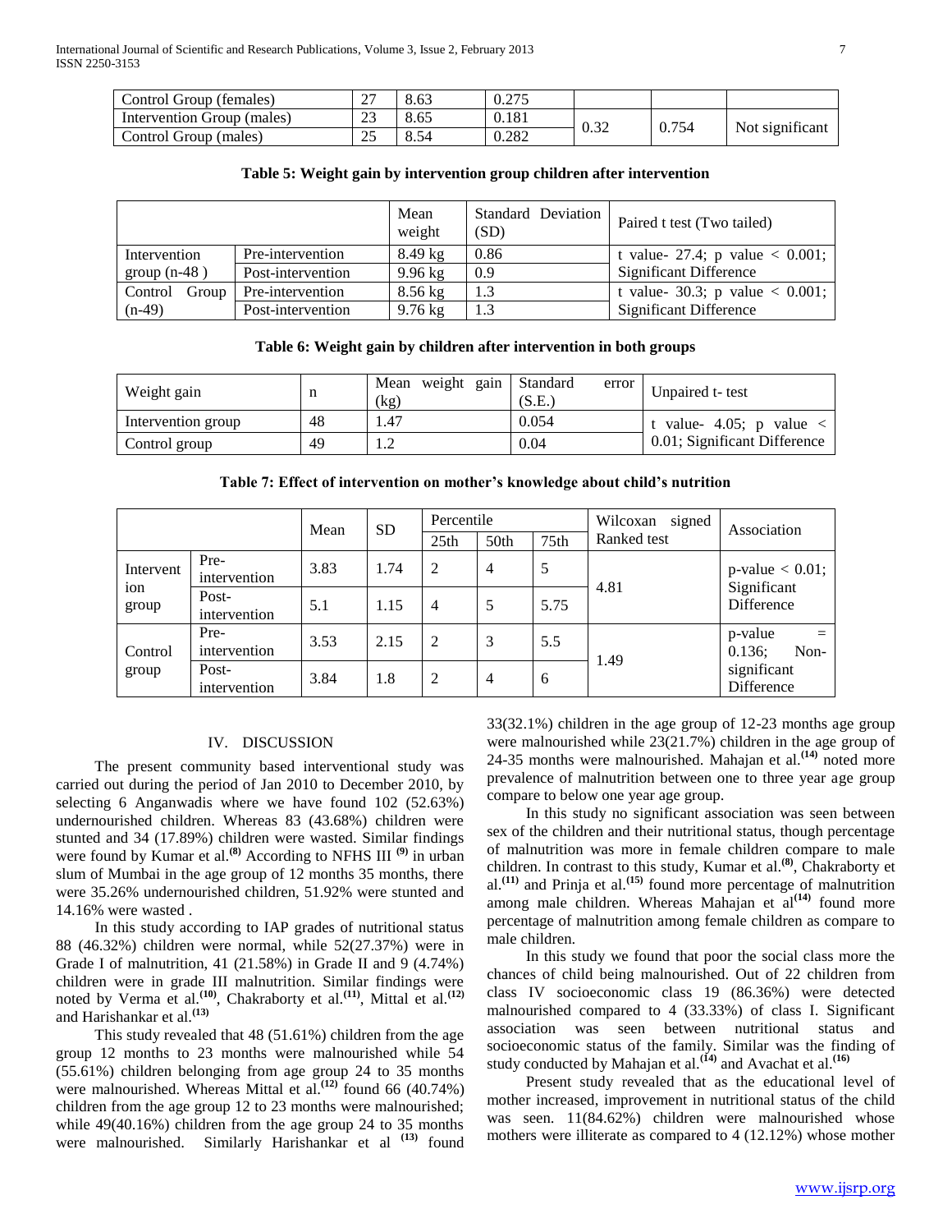| | | | | | | |
|---|---|---|---|---|---|---|
| Control Group (females) | 27 | 8.63 | 0.275 | | | |
| Intervention Group (males) | 23 | 8.65 | 0.181 | 0.32 | 0.754 | Not significant |
| Control Group (males) | 25 | 8.54 | 0.282 | | | |

**Table 5: Weight gain by intervention group children after intervention**

| | | Mean weight | Standard Deviation (SD) | Paired t test (Two tailed) |
|---|---|---|---|---|
| Intervention group (n-48 ) | Pre-intervention | 8.49 kg | 0.86 | t value- 27.4; p value < 0.001; Significant Difference |
| | Post-intervention | 9.96 kg | 0.9 | |
| Control Group (n-49) | Pre-intervention | 8.56 kg | 1.3 | t value- 30.3; p value < 0.001; Significant Difference |
| | Post-intervention | 9.76 kg | 1.3 | |

**Table 6: Weight gain by children after intervention in both groups**

| Weight gain | n | Mean weight gain (kg) | Standard error (S.E.) | Unpaired t- test |
|---|---|---|---|---|
| Intervention group | 48 | 1.47 | 0.054 | t value- 4.05; p value < 0.01; Significant Difference |
| Control group | 49 | 1.2 | 0.04 | |

**Table 7: Effect of intervention on mother's knowledge about child's nutrition**

| | | Mean | SD | Percentile | | | Wilcoxan signed Ranked test | Association |
|---|---|---|---|---|---|---|---|---|
| | | | | 25th | 50th | 75th | | |
| Intervention group | Pre-intervention | 3.83 | 1.74 | 2 | 4 | 5 | 4.81 | p-value < 0.01; Significant Difference |
| | Post-intervention | 5.1 | 1.15 | 4 | 5 | 5.75 | | |
| Control group | Pre-intervention | 3.53 | 2.15 | 2 | 3 | 5.5 | 1.49 | p-value = 0.136; Non-significant Difference |
| | Post-intervention | 3.84 | 1.8 | 2 | 4 | 6 | | |

## IV. DISCUSSION

The present community based interventional study was carried out during the period of Jan 2010 to December 2010, by selecting 6 Anganwadis where we have found 102 (52.63%) undernourished children. Whereas 83 (43.68%) children were stunted and 34 (17.89%) children were wasted. Similar findings were found by Kumar et al.[8] According to NFHS III [9] in urban slum of Mumbai in the age group of 12 months 35 months, there were 35.26% undernourished children, 51.92% were stunted and 14.16% were wasted .

In this study according to IAP grades of nutritional status 88 (46.32%) children were normal, while 52(27.37%) were in Grade I of malnutrition, 41 (21.58%) in Grade II and 9 (4.74%) children were in grade III malnutrition. Similar findings were noted by Verma et al.[10], Chakraborty et al.[11], Mittal et al.[12] and Harishankar et al.[13]

This study revealed that 48 (51.61%) children from the age group 12 months to 23 months were malnourished while 54 (55.61%) children belonging from age group 24 to 35 months were malnourished. Whereas Mittal et al.[12] found 66 (40.74%) children from the age group 12 to 23 months were malnourished; while 49(40.16%) children from the age group 24 to 35 months were malnourished. Similarly Harishankar et al [13] found 33(32.1%) children in the age group of 12-23 months age group were malnourished while 23(21.7%) children in the age group of 24-35 months were malnourished. Mahajan et al.[14] noted more prevalence of malnutrition between one to three year age group compare to below one year age group.

In this study no significant association was seen between sex of the children and their nutritional status, though percentage of malnutrition was more in female children compare to male children. In contrast to this study, Kumar et al.[8], Chakraborty et al.[11] and Prinja et al.[15] found more percentage of malnutrition among male children. Whereas Mahajan et al[14] found more percentage of malnutrition among female children as compare to male children.

In this study we found that poor the social class more the chances of child being malnourished. Out of 22 children from class IV socioeconomic class 19 (86.36%) were detected malnourished compared to 4 (33.33%) of class I. Significant association was seen between nutritional status and socioeconomic status of the family. Similar was the finding of study conducted by Mahajan et al.[14] and Avachat et al.[16]

Present study revealed that as the educational level of mother increased, improvement in nutritional status of the child was seen. 11(84.62%) children were malnourished whose mothers were illiterate as compared to 4 (12.12%) whose mother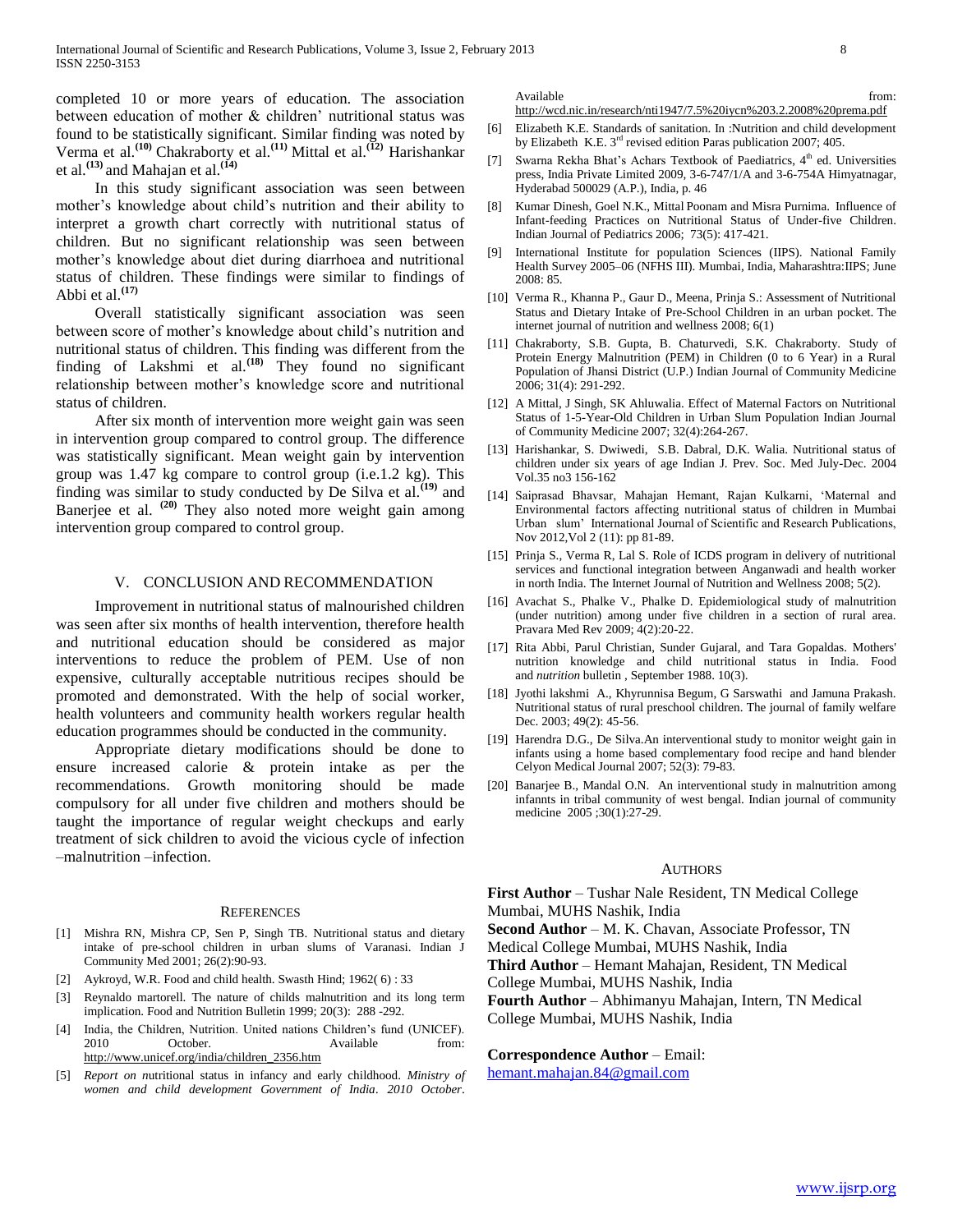completed 10 or more years of education. The association between education of mother & children' nutritional status was found to be statistically significant. Similar finding was noted by Verma et al.[(10)] Chakraborty et al.[(11)] Mittal et al.[(12)] Harishankar et al.[(13)] and Mahajan et al.[(14)]

In this study significant association was seen between mother's knowledge about child's nutrition and their ability to interpret a growth chart correctly with nutritional status of children. But no significant relationship was seen between mother's knowledge about diet during diarrhoea and nutritional status of children. These findings were similar to findings of Abbi et al.[(17)]

Overall statistically significant association was seen between score of mother's knowledge about child's nutrition and nutritional status of children. This finding was different from the finding of Lakshmi et al.[(18)] They found no significant relationship between mother's knowledge score and nutritional status of children.

After six month of intervention more weight gain was seen in intervention group compared to control group. The difference was statistically significant. Mean weight gain by intervention group was 1.47 kg compare to control group (i.e.1.2 kg). This finding was similar to study conducted by De Silva et al.[(19)] and Banerjee et al. [(20)] They also noted more weight gain among intervention group compared to control group.

## V. Conclusion and Recommendation

Improvement in nutritional status of malnourished children was seen after six months of health intervention, therefore health and nutritional education should be considered as major interventions to reduce the problem of PEM. Use of non expensive, culturally acceptable nutritious recipes should be promoted and demonstrated. With the help of social worker, health volunteers and community health workers regular health education programmes should be conducted in the community.

Appropriate dietary modifications should be done to ensure increased calorie & protein intake as per the recommendations. Growth monitoring should be made compulsory for all under five children and mothers should be taught the importance of regular weight checkups and early treatment of sick children to avoid the vicious cycle of infection –malnutrition –infection.

## References

[1] Mishra RN, Mishra CP, Sen P, Singh TB. Nutritional status and dietary intake of pre-school children in urban slums of Varanasi. Indian J Community Med 2001; 26(2):90-93.

[2] Aykroyd, W.R. Food and child health. Swasth Hind; 1962( 6) : 33

[3] Reynaldo martorell. The nature of childs malnutrition and its long term implication. Food and Nutrition Bulletin 1999; 20(3): 288 -292.

[4] India, the Children, Nutrition. United nations Children's fund (UNICEF). 2010 October. Available from: http://www.unicef.org/india/children_2356.htm

[5] *Report on n*utritional status in infancy and early childhood. *Ministry of women and child development Government of India*. *2010 October*. Available from: http://wcd.nic.in/research/nti1947/7.5%20iycn%203.2.2008%20prema.pdf

[6] Elizabeth K.E. Standards of sanitation. In :Nutrition and child development by Elizabeth K.E. 3rd revised edition Paras publication 2007; 405.

[7] Swarna Rekha Bhat's Achars Textbook of Paediatrics, 4th ed. Universities press, India Private Limited 2009, 3-6-747/1/A and 3-6-754A Himyatnagar, Hyderabad 500029 (A.P.), India, p. 46

[8] Kumar Dinesh, Goel N.K., Mittal Poonam and Misra Purnima. Influence of Infant-feeding Practices on Nutritional Status of Under-five Children. Indian Journal of Pediatrics 2006; 73(5): 417-421.

[9] International Institute for population Sciences (IIPS). National Family Health Survey 2005–06 (NFHS III). Mumbai, India, Maharashtra:IIPS; June 2008: 85.

[10] Verma R., Khanna P., Gaur D., Meena, Prinja S.: Assessment of Nutritional Status and Dietary Intake of Pre-School Children in an urban pocket. The internet journal of nutrition and wellness 2008; 6(1)

[11] Chakraborty, S.B. Gupta, B. Chaturvedi, S.K. Chakraborty. Study of Protein Energy Malnutrition (PEM) in Children (0 to 6 Year) in a Rural Population of Jhansi District (U.P.) Indian Journal of Community Medicine 2006; 31(4): 291-292.

[12] A Mittal, J Singh, SK Ahluwalia. Effect of Maternal Factors on Nutritional Status of 1-5-Year-Old Children in Urban Slum Population Indian Journal of Community Medicine 2007; 32(4):264-267.

[13] Harishankar, S. Dwiwedi, S.B. Dabral, D.K. Walia. Nutritional status of children under six years of age Indian J. Prev. Soc. Med July-Dec. 2004 Vol.35 no3 156-162

[14] Saiprasad Bhavsar, Mahajan Hemant, Rajan Kulkarni, 'Maternal and Environmental factors affecting nutritional status of children in Mumbai Urban slum' International Journal of Scientific and Research Publications, Nov 2012,Vol 2 (11): pp 81-89.

[15] Prinja S., Verma R, Lal S. Role of ICDS program in delivery of nutritional services and functional integration between Anganwadi and health worker in north India. The Internet Journal of Nutrition and Wellness 2008; 5(2).

[16] Avachat S., Phalke V., Phalke D. Epidemiological study of malnutrition (under nutrition) among under five children in a section of rural area. Pravara Med Rev 2009; 4(2):20-22.

[17] Rita Abbi, Parul Christian, Sunder Gujaral, and Tara Gopaldas. Mothers' nutrition knowledge and child nutritional status in India. Food and *nutrition* bulletin , September 1988. 10(3).

[18] Jyothi lakshmi A., Khyrunnisa Begum, G Sarswathi and Jamuna Prakash. Nutritional status of rural preschool children. The journal of family welfare Dec. 2003; 49(2): 45-56.

[19] Harendra D.G., De Silva.An interventional study to monitor weight gain in infants using a home based complementary food recipe and hand blender Celyon Medical Journal 2007; 52(3): 79-83.

[20] Banarjee B., Mandal O.N. An interventional study in malnutrition among infannts in tribal community of west bengal. Indian journal of community medicine 2005 ;30(1):27-29.

## Authors

**First Author** – Tushar Nale Resident, TN Medical College Mumbai, MUHS Nashik, India

**Second Author** – M. K. Chavan, Associate Professor, TN Medical College Mumbai, MUHS Nashik, India

**Third Author** – Hemant Mahajan, Resident, TN Medical College Mumbai, MUHS Nashik, India

**Fourth Author** – Abhimanyu Mahajan, Intern, TN Medical College Mumbai, MUHS Nashik, India

**Correspondence Author** – Email: hemant.mahajan.84@gmail.com